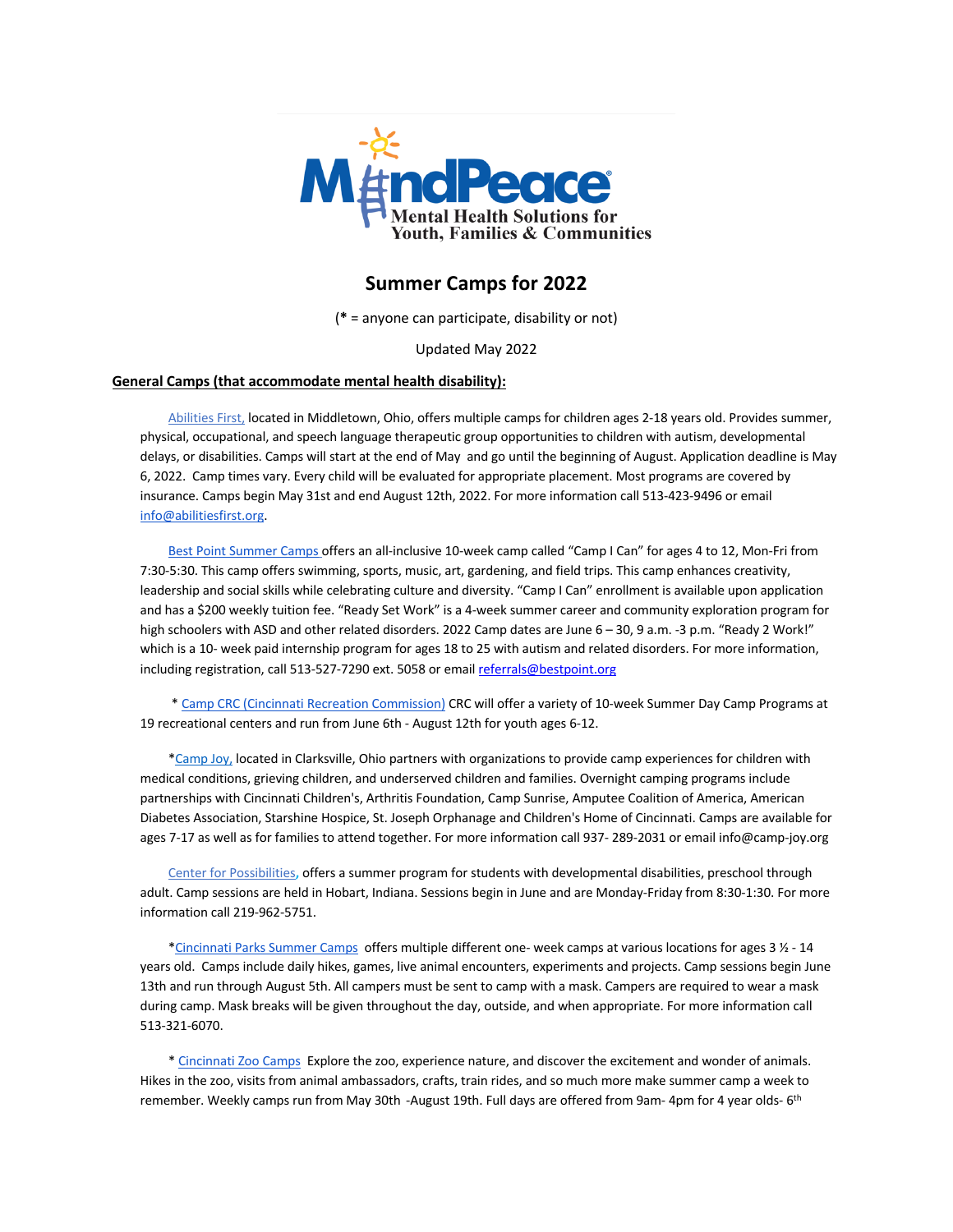# MindPeace

Mental Health Solutions for Youth, Families & Communities

## Summer Camps for 2022

(**\*** = anyone can participate, disability or not)

Updated May 2022

**General Camps (that accommodate mental health disability):**

Abilities First, located in Middletown, Ohio, offers multiple camps for children ages 2-18 years old. Provides summer, physical, occupational, and speech language therapeutic group opportunities to children with autism, developmental delays, or disabilities. Camps will start at the end of May and go until the beginning of August. Application deadline is May 6, 2022. Camp times vary. Every child will be evaluated for appropriate placement. Most programs are covered by insurance. Camps begin May 31st and end August 12th, 2022. For more information call 513-423-9496 or email info@abilitiesfirst.org.

Best Point Summer Camps offers an all-inclusive 10-week camp called "Camp I Can" for ages 4 to 12, Mon-Fri from 7:30-5:30. This camp offers swimming, sports, music, art, gardening, and field trips. This camp enhances creativity, leadership and social skills while celebrating culture and diversity. "Camp I Can" enrollment is available upon application and has a $200 weekly tuition fee. "Ready Set Work" is a 4-week summer career and community exploration program for high schoolers with ASD and other related disorders. 2022 Camp dates are June 6 – 30, 9 a.m. -3 p.m. "Ready 2 Work!" which is a 10- week paid internship program for ages 18 to 25 with autism and related disorders. For more information, including registration, call 513-527-7290 ext. 5058 or email referrals@bestpoint.org

\* Camp CRC (Cincinnati Recreation Commission) CRC will offer a variety of 10-week Summer Day Camp Programs at 19 recreational centers and run from June 6th - August 12th for youth ages 6-12.

\*Camp Joy, located in Clarksville, Ohio partners with organizations to provide camp experiences for children with medical conditions, grieving children, and underserved children and families. Overnight camping programs include partnerships with Cincinnati Children's, Arthritis Foundation, Camp Sunrise, Amputee Coalition of America, American Diabetes Association, Starshine Hospice, St. Joseph Orphanage and Children's Home of Cincinnati. Camps are available for ages 7-17 as well as for families to attend together. For more information call 937- 289-2031 or email info@camp-joy.org

Center for Possibilities, offers a summer program for students with developmental disabilities, preschool through adult. Camp sessions are held in Hobart, Indiana. Sessions begin in June and are Monday-Friday from 8:30-1:30. For more information call 219-962-5751.

\*Cincinnati Parks Summer Camps offers multiple different one- week camps at various locations for ages 3 ½ - 14 years old. Camps include daily hikes, games, live animal encounters, experiments and projects. Camp sessions begin June 13th and run through August 5th. All campers must be sent to camp with a mask. Campers are required to wear a mask during camp. Mask breaks will be given throughout the day, outside, and when appropriate. For more information call 513-321-6070.

\* Cincinnati Zoo Camps Explore the zoo, experience nature, and discover the excitement and wonder of animals. Hikes in the zoo, visits from animal ambassadors, crafts, train rides, and so much more make summer camp a week to remember. Weekly camps run from May 30th -August 19th. Full days are offered from 9am- 4pm for 4 year olds- 6th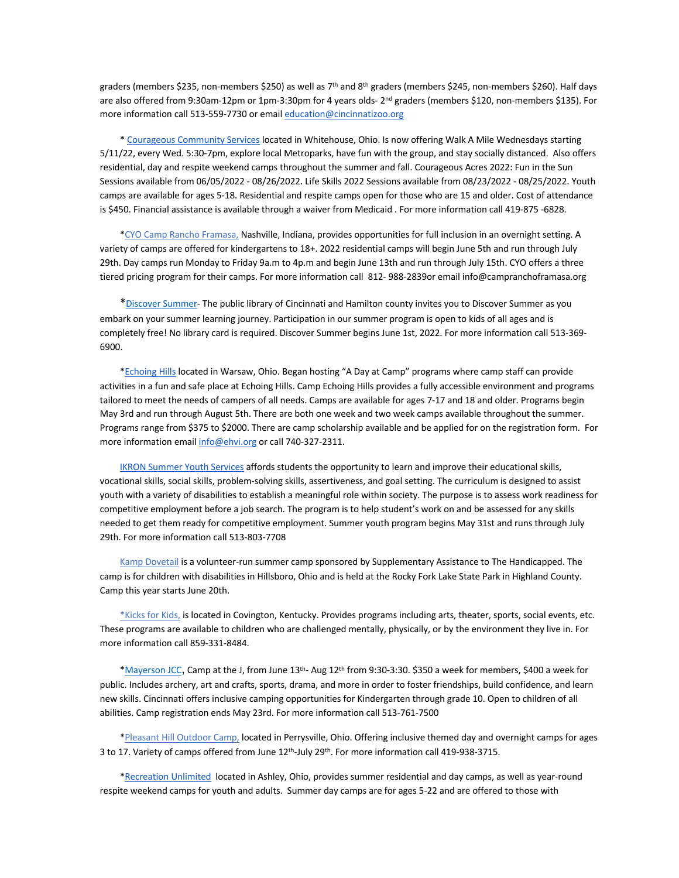graders (members $235, non-members $250) as well as 7th and 8th graders (members $245, non-members $260). Half days are also offered from 9:30am-12pm or 1pm-3:30pm for 4 years olds- 2nd graders (members $120, non-members $135). For more information call 513-559-7730 or email education@cincinnatizoo.org

\* Courageous Community Services located in Whitehouse, Ohio. Is now offering Walk A Mile Wednesdays starting 5/11/22, every Wed. 5:30-7pm, explore local Metroparks, have fun with the group, and stay socially distanced. Also offers residential, day and respite weekend camps throughout the summer and fall. Courageous Acres 2022: Fun in the Sun Sessions available from 06/05/2022 - 08/26/2022. Life Skills 2022 Sessions available from 08/23/2022 - 08/25/2022. Youth camps are available for ages 5-18. Residential and respite camps open for those who are 15 and older. Cost of attendance is $450. Financial assistance is available through a waiver from Medicaid . For more information call 419-875 -6828.

*CYO Camp Rancho Framasa, Nashville, Indiana, provides opportunities for full inclusion in an overnight setting. A variety of camps are offered for kindergartens to 18+. 2022 residential camps will begin June 5th and run through July 29th. Day camps run Monday to Friday 9a.m to 4p.m and begin June 13th and run through July 15th. CYO offers a three tiered pricing program for their camps. For more information call 812- 988-2839or email info@campranchoframasa.org

*Discover Summer- The public library of Cincinnati and Hamilton county invites you to Discover Summer as you embark on your summer learning journey. Participation in our summer program is open to kids of all ages and is completely free! No library card is required. Discover Summer begins June 1st, 2022. For more information call 513-369-6900.

*Echoing Hills located in Warsaw, Ohio. Began hosting "A Day at Camp" programs where camp staff can provide activities in a fun and safe place at Echoing Hills. Camp Echoing Hills provides a fully accessible environment and programs tailored to meet the needs of campers of all needs. Camps are available for ages 7-17 and 18 and older. Programs begin May 3rd and run through August 5th. There are both one week and two week camps available throughout the summer. Programs range from $375 to $2000. There are camp scholarship available and be applied for on the registration form. For more information email info@ehvi.org or call 740-327-2311.

IKRON Summer Youth Services affords students the opportunity to learn and improve their educational skills, vocational skills, social skills, problem-solving skills, assertiveness, and goal setting. The curriculum is designed to assist youth with a variety of disabilities to establish a meaningful role within society. The purpose is to assess work readiness for competitive employment before a job search. The program is to help student's work on and be assessed for any skills needed to get them ready for competitive employment. Summer youth program begins May 31st and runs through July 29th. For more information call 513-803-7708

Kamp Dovetail is a volunteer-run summer camp sponsored by Supplementary Assistance to The Handicapped. The camp is for children with disabilities in Hillsboro, Ohio and is held at the Rocky Fork Lake State Park in Highland County. Camp this year starts June 20th.

*Kicks for Kids, is located in Covington, Kentucky. Provides programs including arts, theater, sports, social events, etc. These programs are available to children who are challenged mentally, physically, or by the environment they live in. For more information call 859-331-8484.

*Mayerson JCC, Camp at the J, from June 13th- Aug 12th from 9:30-3:30. $350 a week for members, $400 a week for public. Includes archery, art and crafts, sports, drama, and more in order to foster friendships, build confidence, and learn new skills. Cincinnati offers inclusive camping opportunities for Kindergarten through grade 10. Open to children of all abilities. Camp registration ends May 23rd. For more information call 513-761-7500

*Pleasant Hill Outdoor Camp, located in Perrysville, Ohio. Offering inclusive themed day and overnight camps for ages 3 to 17. Variety of camps offered from June 12th-July 29th. For more information call 419-938-3715.

*Recreation Unlimited located in Ashley, Ohio, provides summer residential and day camps, as well as year-round respite weekend camps for youth and adults. Summer day camps are for ages 5-22 and are offered to those with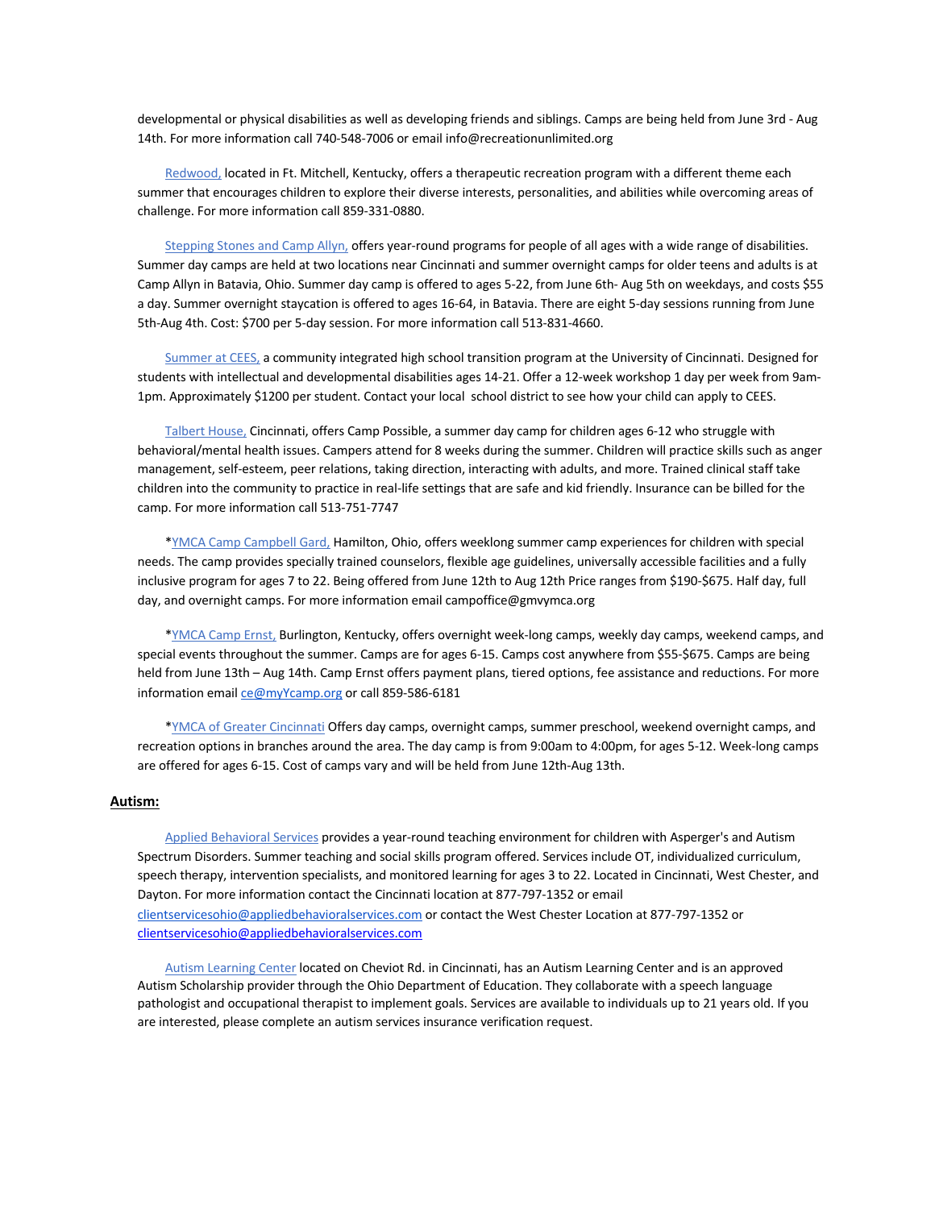developmental or physical disabilities as well as developing friends and siblings. Camps are being held from June 3rd - Aug 14th. For more information call 740-548-7006 or email info@recreationunlimited.org

Redwood, located in Ft. Mitchell, Kentucky, offers a therapeutic recreation program with a different theme each summer that encourages children to explore their diverse interests, personalities, and abilities while overcoming areas of challenge. For more information call 859-331-0880.

Stepping Stones and Camp Allyn, offers year-round programs for people of all ages with a wide range of disabilities. Summer day camps are held at two locations near Cincinnati and summer overnight camps for older teens and adults is at Camp Allyn in Batavia, Ohio. Summer day camp is offered to ages 5-22, from June 6th- Aug 5th on weekdays, and costs $55 a day. Summer overnight staycation is offered to ages 16-64, in Batavia. There are eight 5-day sessions running from June 5th-Aug 4th. Cost: $700 per 5-day session. For more information call 513-831-4660.

Summer at CEES, a community integrated high school transition program at the University of Cincinnati. Designed for students with intellectual and developmental disabilities ages 14-21. Offer a 12-week workshop 1 day per week from 9am-1pm. Approximately $1200 per student. Contact your local school district to see how your child can apply to CEES.

Talbert House, Cincinnati, offers Camp Possible, a summer day camp for children ages 6-12 who struggle with behavioral/mental health issues. Campers attend for 8 weeks during the summer. Children will practice skills such as anger management, self-esteem, peer relations, taking direction, interacting with adults, and more. Trained clinical staff take children into the community to practice in real-life settings that are safe and kid friendly. Insurance can be billed for the camp. For more information call 513-751-7747

*YMCA Camp Campbell Gard, Hamilton, Ohio, offers weeklong summer camp experiences for children with special needs. The camp provides specially trained counselors, flexible age guidelines, universally accessible facilities and a fully inclusive program for ages 7 to 22. Being offered from June 12th to Aug 12th Price ranges from $190-$675. Half day, full day, and overnight camps. For more information email campoffice@gmvymca.org

*YMCA Camp Ernst, Burlington, Kentucky, offers overnight week-long camps, weekly day camps, weekend camps, and special events throughout the summer. Camps are for ages 6-15. Camps cost anywhere from $55-$675. Camps are being held from June 13th – Aug 14th. Camp Ernst offers payment plans, tiered options, fee assistance and reductions. For more information email ce@myYcamp.org or call 859-586-6181

*YMCA of Greater Cincinnati Offers day camps, overnight camps, summer preschool, weekend overnight camps, and recreation options in branches around the area. The day camp is from 9:00am to 4:00pm, for ages 5-12. Week-long camps are offered for ages 6-15. Cost of camps vary and will be held from June 12th-Aug 13th.

## Autism:

Applied Behavioral Services provides a year-round teaching environment for children with Asperger's and Autism Spectrum Disorders. Summer teaching and social skills program offered. Services include OT, individualized curriculum, speech therapy, intervention specialists, and monitored learning for ages 3 to 22. Located in Cincinnati, West Chester, and Dayton. For more information contact the Cincinnati location at 877-797-1352 or email clientservicesohio@appliedbehavioralservices.com or contact the West Chester Location at 877-797-1352 or clientservicesohio@appliedbehavioralservices.com

Autism Learning Center located on Cheviot Rd. in Cincinnati, has an Autism Learning Center and is an approved Autism Scholarship provider through the Ohio Department of Education. They collaborate with a speech language pathologist and occupational therapist to implement goals. Services are available to individuals up to 21 years old. If you are interested, please complete an autism services insurance verification request.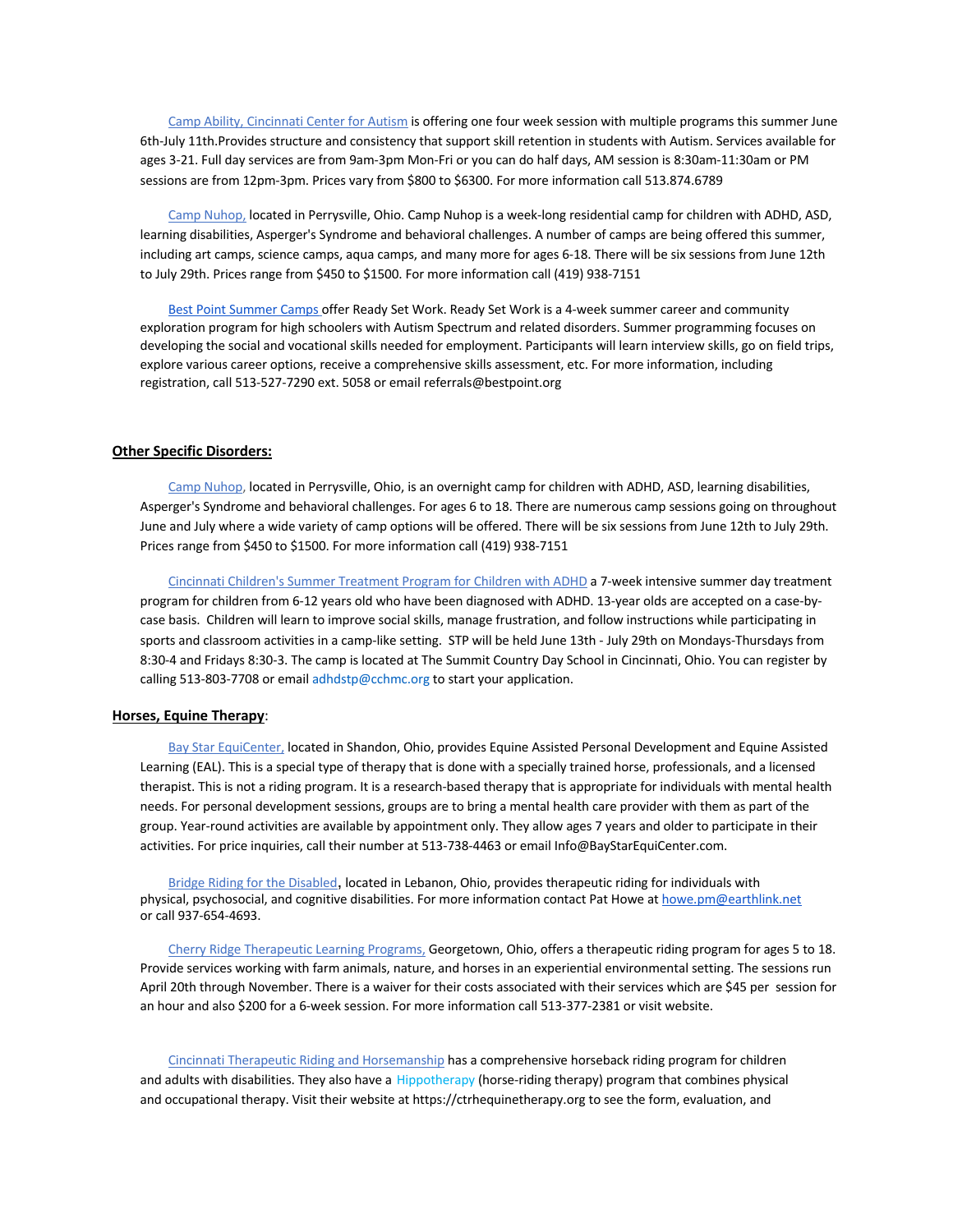[Camp Ability, Cincinnati Center for Autism](#) is offering one four week session with multiple programs this summer June 6th-July 11th.Provides structure and consistency that support skill retention in students with Autism. Services available for ages 3-21. Full day services are from 9am-3pm Mon-Fri or you can do half days, AM session is 8:30am-11:30am or PM sessions are from 12pm-3pm. Prices vary from $800 to $6300. For more information call 513.874.6789

[Camp Nuhop,](#) located in Perrysville, Ohio. Camp Nuhop is a week-long residential camp for children with ADHD, ASD, learning disabilities, Asperger's Syndrome and behavioral challenges. A number of camps are being offered this summer, including art camps, science camps, aqua camps, and many more for ages 6-18. There will be six sessions from June 12th to July 29th. Prices range from $450 to $1500. For more information call (419) 938-7151

[Best Point Summer Camps](#) offer Ready Set Work. Ready Set Work is a 4-week summer career and community exploration program for high schoolers with Autism Spectrum and related disorders. Summer programming focuses on developing the social and vocational skills needed for employment. Participants will learn interview skills, go on field trips, explore various career options, receive a comprehensive skills assessment, etc. For more information, including registration, call 513-527-7290 ext. 5058 or email referrals@bestpoint.org

## **Other Specific Disorders:**

[Camp Nuhop,](#) located in Perrysville, Ohio, is an overnight camp for children with ADHD, ASD, learning disabilities, Asperger's Syndrome and behavioral challenges. For ages 6 to 18. There are numerous camp sessions going on throughout June and July where a wide variety of camp options will be offered. There will be six sessions from June 12th to July 29th. Prices range from $450 to $1500. For more information call (419) 938-7151

[Cincinnati Children's Summer Treatment Program for Children with ADHD](#) a 7-week intensive summer day treatment program for children from 6-12 years old who have been diagnosed with ADHD. 13-year olds are accepted on a case-by-case basis. Children will learn to improve social skills, manage frustration, and follow instructions while participating in sports and classroom activities in a camp-like setting. STP will be held June 13th - July 29th on Mondays-Thursdays from 8:30-4 and Fridays 8:30-3. The camp is located at The Summit Country Day School in Cincinnati, Ohio. You can register by calling 513-803-7708 or email adhdstp@cchmc.org to start your application.

## **Horses, Equine Therapy**:

[Bay Star EquiCenter,](#) located in Shandon, Ohio, provides Equine Assisted Personal Development and Equine Assisted Learning (EAL). This is a special type of therapy that is done with a specially trained horse, professionals, and a licensed therapist. This is not a riding program. It is a research-based therapy that is appropriate for individuals with mental health needs. For personal development sessions, groups are to bring a mental health care provider with them as part of the group. Year-round activities are available by appointment only. They allow ages 7 years and older to participate in their activities. For price inquiries, call their number at 513-738-4463 or email Info@BayStarEquiCenter.com.

[Bridge Riding for the Disabled](#), located in Lebanon, Ohio, provides therapeutic riding for individuals with physical, psychosocial, and cognitive disabilities. For more information contact Pat Howe at howe.pm@earthlink.net or call 937-654-4693.

[Cherry Ridge Therapeutic Learning Programs,](#) Georgetown, Ohio, offers a therapeutic riding program for ages 5 to 18. Provide services working with farm animals, nature, and horses in an experiential environmental setting. The sessions run April 20th through November. There is a waiver for their costs associated with their services which are $45 per session for an hour and also $200 for a 6-week session. For more information call 513-377-2381 or visit website.

[Cincinnati Therapeutic Riding and Horsemanship](#) has a comprehensive horseback riding program for children and adults with disabilities. They also have a Hippotherapy (horse-riding therapy) program that combines physical and occupational therapy. Visit their website at https://ctrhequinetherapy.org to see the form, evaluation, and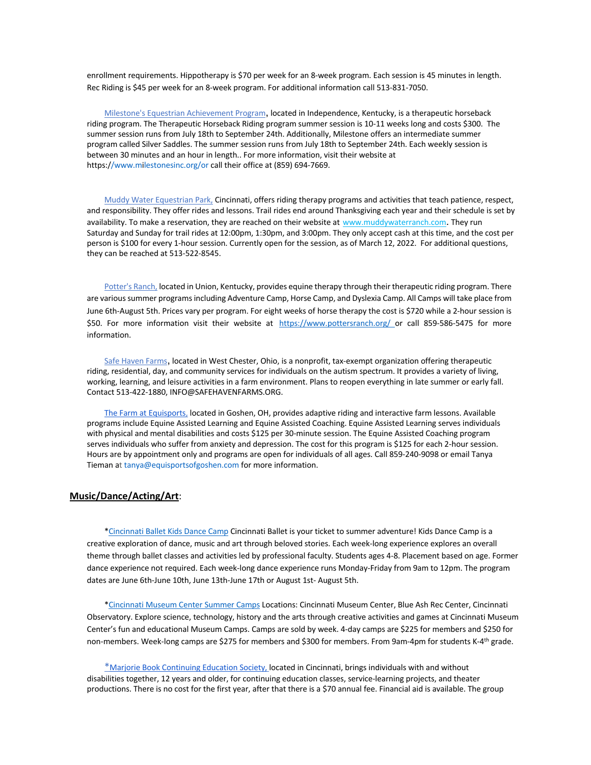enrollment requirements. Hippotherapy is $70 per week for an 8-week program. Each session is 45 minutes in length. Rec Riding is $45 per week for an 8-week program. For additional information call 513-831-7050.

Milestone's Equestrian Achievement Program, located in Independence, Kentucky, is a therapeutic horseback riding program. The Therapeutic Horseback Riding program summer session is 10-11 weeks long and costs $300. The summer session runs from July 18th to September 24th. Additionally, Milestone offers an intermediate summer program called Silver Saddles. The summer session runs from July 18th to September 24th. Each weekly session is between 30 minutes and an hour in length.. For more information, visit their website at https://www.milestonesinc.org/or call their office at (859) 694-7669.

Muddy Water Equestrian Park, Cincinnati, offers riding therapy programs and activities that teach patience, respect, and responsibility. They offer rides and lessons. Trail rides end around Thanksgiving each year and their schedule is set by availability. To make a reservation, they are reached on their website at www.muddywaterranch.com. They run Saturday and Sunday for trail rides at 12:00pm, 1:30pm, and 3:00pm. They only accept cash at this time, and the cost per person is $100 for every 1-hour session. Currently open for the session, as of March 12, 2022. For additional questions, they can be reached at 513-522-8545.

Potter's Ranch, located in Union, Kentucky, provides equine therapy through their therapeutic riding program. There are various summer programs including Adventure Camp, Horse Camp, and Dyslexia Camp. All Camps will take place from June 6th-August 5th. Prices vary per program. For eight weeks of horse therapy the cost is $720 while a 2-hour session is $50. For more information visit their website at https://www.pottersranch.org/ or call 859-586-5475 for more information.

Safe Haven Farms, located in West Chester, Ohio, is a nonprofit, tax-exempt organization offering therapeutic riding, residential, day, and community services for individuals on the autism spectrum. It provides a variety of living, working, learning, and leisure activities in a farm environment. Plans to reopen everything in late summer or early fall. Contact 513-422-1880, INFO@SAFEHAVENFARMS.ORG.

The Farm at Equisports, located in Goshen, OH, provides adaptive riding and interactive farm lessons. Available programs include Equine Assisted Learning and Equine Assisted Coaching. Equine Assisted Learning serves individuals with physical and mental disabilities and costs $125 per 30-minute session. The Equine Assisted Coaching program serves individuals who suffer from anxiety and depression. The cost for this program is $125 for each 2-hour session. Hours are by appointment only and programs are open for individuals of all ages. Call 859-240-9098 or email Tanya Tieman at tanya@equisportsofgoshen.com for more information.

## Music/Dance/Acting/Art:

*Cincinnati Ballet Kids Dance Camp Cincinnati Ballet is your ticket to summer adventure! Kids Dance Camp is a creative exploration of dance, music and art through beloved stories. Each week-long experience explores an overall theme through ballet classes and activities led by professional faculty. Students ages 4-8. Placement based on age. Former dance experience not required. Each week-long dance experience runs Monday-Friday from 9am to 12pm. The program dates are June 6th-June 10th, June 13th-June 17th or August 1st- August 5th.

*Cincinnati Museum Center Summer Camps Locations: Cincinnati Museum Center, Blue Ash Rec Center, Cincinnati Observatory. Explore science, technology, history and the arts through creative activities and games at Cincinnati Museum Center's fun and educational Museum Camps. Camps are sold by week. 4-day camps are $225 for members and $250 for non-members. Week-long camps are $275 for members and $300 for members. From 9am-4pm for students K-4th grade.

*Marjorie Book Continuing Education Society, located in Cincinnati, brings individuals with and without disabilities together, 12 years and older, for continuing education classes, service-learning projects, and theater productions. There is no cost for the first year, after that there is a $70 annual fee. Financial aid is available. The group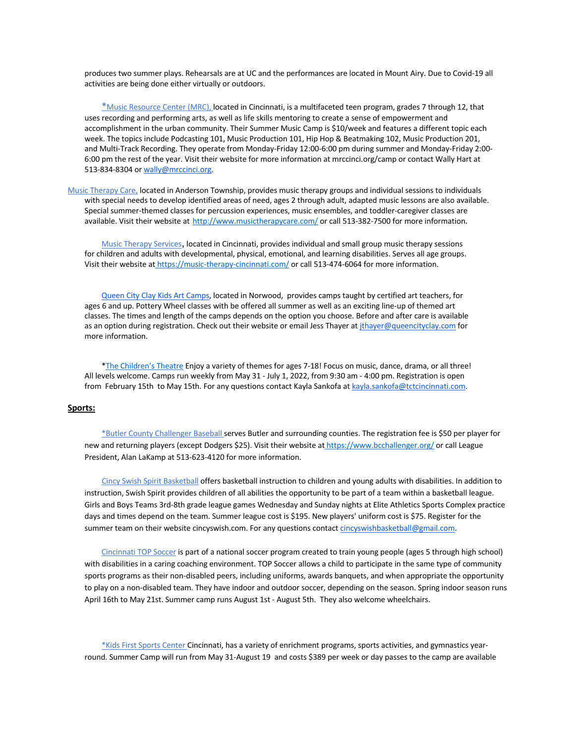produces two summer plays. Rehearsals are at UC and the performances are located in Mount Airy. Due to Covid-19 all activities are being done either virtually or outdoors.

*Music Resource Center (MRC), located in Cincinnati, is a multifaceted teen program, grades 7 through 12, that uses recording and performing arts, as well as life skills mentoring to create a sense of empowerment and accomplishment in the urban community. Their Summer Music Camp is $10/week and features a different topic each week. The topics include Podcasting 101, Music Production 101, Hip Hop & Beatmaking 102, Music Production 201, and Multi-Track Recording. They operate from Monday-Friday 12:00-6:00 pm during summer and Monday-Friday 2:00-6:00 pm the rest of the year. Visit their website for more information at mrccinci.org/camp or contact Wally Hart at 513-834-8304 or wally@mrccinci.org.

Music Therapy Care, located in Anderson Township, provides music therapy groups and individual sessions to individuals with special needs to develop identified areas of need, ages 2 through adult, adapted music lessons are also available. Special summer-themed classes for percussion experiences, music ensembles, and toddler-caregiver classes are available. Visit their website at http://www.musictherapycare.com/ or call 513-382-7500 for more information.

Music Therapy Services, located in Cincinnati, provides individual and small group music therapy sessions for children and adults with developmental, physical, emotional, and learning disabilities. Serves all age groups. Visit their website at https://music-therapy-cincinnati.com/ or call 513-474-6064 for more information.

Queen City Clay Kids Art Camps, located in Norwood, provides camps taught by certified art teachers, for ages 6 and up. Pottery Wheel classes with be offered all summer as well as an exciting line-up of themed art classes. The times and length of the camps depends on the option you choose. Before and after care is available as an option during registration. Check out their website or email Jess Thayer at jthayer@queencityclay.com for more information.

*The Children's Theatre Enjoy a variety of themes for ages 7-18! Focus on music, dance, drama, or all three! All levels welcome. Camps run weekly from May 31 - July 1, 2022, from 9:30 am - 4:00 pm. Registration is open from February 15th to May 15th. For any questions contact Kayla Sankofa at kayla.sankofa@tctcincinnati.com.

**Sports:**

*Butler County Challenger Baseball serves Butler and surrounding counties. The registration fee is $50 per player for new and returning players (except Dodgers $25). Visit their website at https://www.bcchallenger.org/ or call League President, Alan LaKamp at 513-623-4120 for more information.

Cincy Swish Spirit Basketball offers basketball instruction to children and young adults with disabilities. In addition to instruction, Swish Spirit provides children of all abilities the opportunity to be part of a team within a basketball league. Girls and Boys Teams 3rd-8th grade league games Wednesday and Sunday nights at Elite Athletics Sports Complex practice days and times depend on the team. Summer league cost is $195. New players' uniform cost is $75. Register for the summer team on their website cincyswish.com. For any questions contact cincyswishbasketball@gmail.com.

Cincinnati TOP Soccer is part of a national soccer program created to train young people (ages 5 through high school) with disabilities in a caring coaching environment. TOP Soccer allows a child to participate in the same type of community sports programs as their non-disabled peers, including uniforms, awards banquets, and when appropriate the opportunity to play on a non-disabled team. They have indoor and outdoor soccer, depending on the season. Spring indoor season runs April 16th to May 21st. Summer camp runs August 1st - August 5th. They also welcome wheelchairs.

*Kids First Sports Center Cincinnati, has a variety of enrichment programs, sports activities, and gymnastics year-round. Summer Camp will run from May 31-August 19 and costs $389 per week or day passes to the camp are available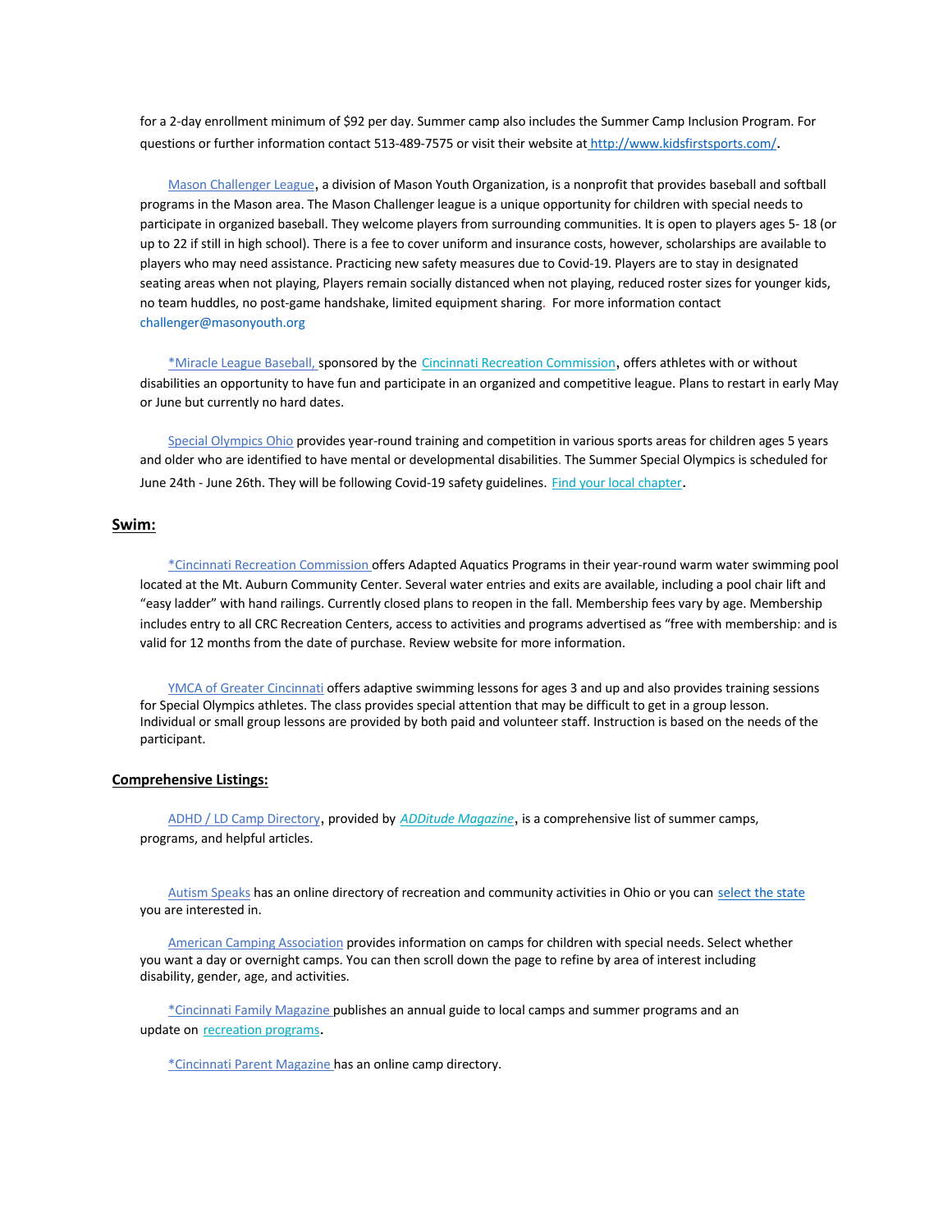for a 2-day enrollment minimum of $92 per day. Summer camp also includes the Summer Camp Inclusion Program. For questions or further information contact 513-489-7575 or visit their website at http://www.kidsfirstsports.com/.

Mason Challenger League, a division of Mason Youth Organization, is a nonprofit that provides baseball and softball programs in the Mason area. The Mason Challenger league is a unique opportunity for children with special needs to participate in organized baseball. They welcome players from surrounding communities. It is open to players ages 5- 18 (or up to 22 if still in high school). There is a fee to cover uniform and insurance costs, however, scholarships are available to players who may need assistance. Practicing new safety measures due to Covid-19. Players are to stay in designated seating areas when not playing, Players remain socially distanced when not playing, reduced roster sizes for younger kids, no team huddles, no post-game handshake, limited equipment sharing. For more information contact challenger@masonyouth.org

*Miracle League Baseball, sponsored by the Cincinnati Recreation Commission, offers athletes with or without disabilities an opportunity to have fun and participate in an organized and competitive league. Plans to restart in early May or June but currently no hard dates.

Special Olympics Ohio provides year-round training and competition in various sports areas for children ages 5 years and older who are identified to have mental or developmental disabilities. The Summer Special Olympics is scheduled for June 24th - June 26th. They will be following Covid-19 safety guidelines. Find your local chapter.

## Swim:

*Cincinnati Recreation Commission offers Adapted Aquatics Programs in their year-round warm water swimming pool located at the Mt. Auburn Community Center. Several water entries and exits are available, including a pool chair lift and "easy ladder" with hand railings. Currently closed plans to reopen in the fall. Membership fees vary by age. Membership includes entry to all CRC Recreation Centers, access to activities and programs advertised as "free with membership: and is valid for 12 months from the date of purchase. Review website for more information.

YMCA of Greater Cincinnati offers adaptive swimming lessons for ages 3 and up and also provides training sessions for Special Olympics athletes. The class provides special attention that may be difficult to get in a group lesson. Individual or small group lessons are provided by both paid and volunteer staff. Instruction is based on the needs of the participant.

## Comprehensive Listings:

ADHD / LD Camp Directory, provided by *ADDitude Magazine*, is a comprehensive list of summer camps, programs, and helpful articles.

Autism Speaks has an online directory of recreation and community activities in Ohio or you can select the state you are interested in.

American Camping Association provides information on camps for children with special needs. Select whether you want a day or overnight camps. You can then scroll down the page to refine by area of interest including disability, gender, age, and activities.

*Cincinnati Family Magazine publishes an annual guide to local camps and summer programs and an update on recreation programs.

*Cincinnati Parent Magazine has an online camp directory.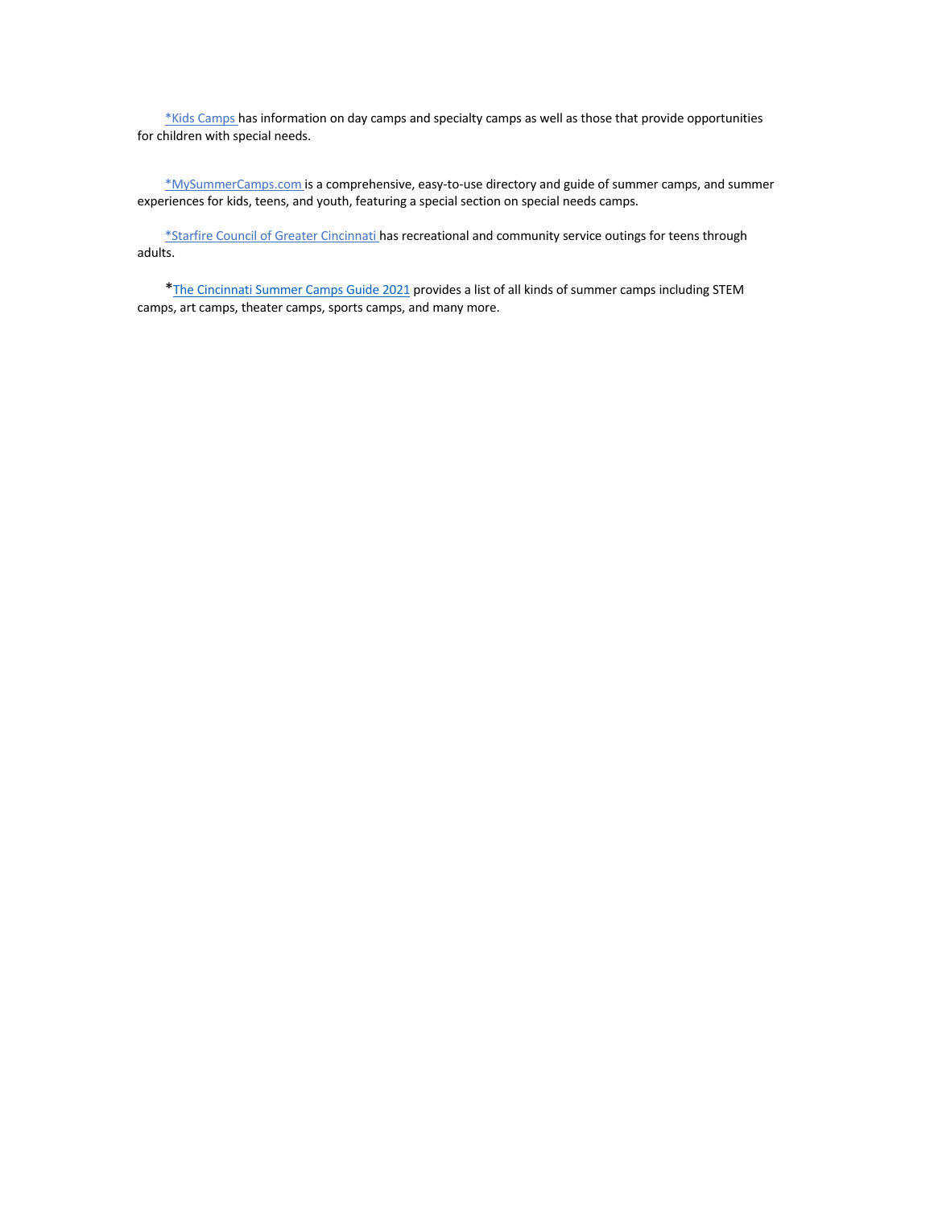*Kids Camps has information on day camps and specialty camps as well as those that provide opportunities for children with special needs.

*MySummerCamps.com is a comprehensive, easy-to-use directory and guide of summer camps, and summer experiences for kids, teens, and youth, featuring a special section on special needs camps.

*Starfire Council of Greater Cincinnati has recreational and community service outings for teens through adults.

*The Cincinnati Summer Camps Guide 2021 provides a list of all kinds of summer camps including STEM camps, art camps, theater camps, sports camps, and many more.